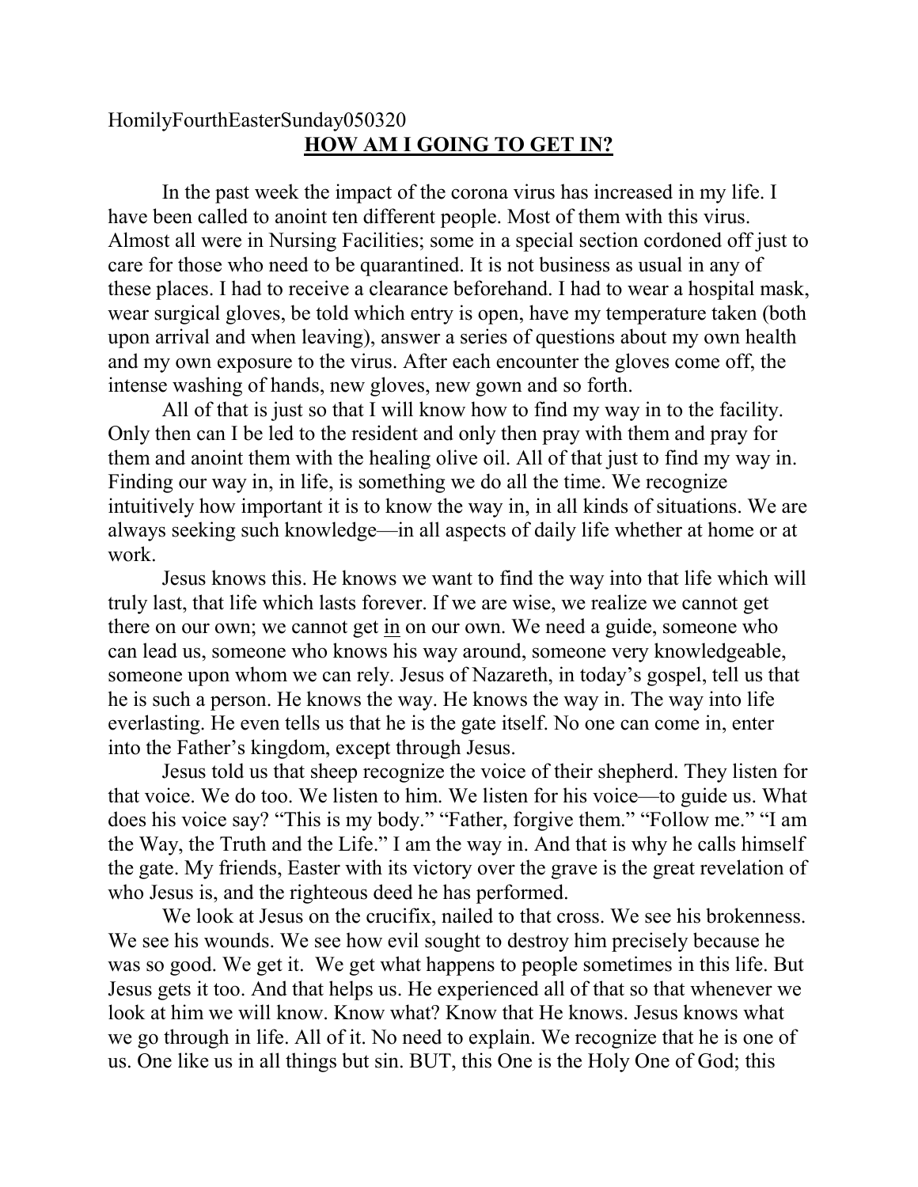HomilyFourthEasterSunday050320

## HOW AM I GOING TO GET IN?

In the past week the impact of the corona virus has increased in my life. I have been called to anoint ten different people. Most of them with this virus. Almost all were in Nursing Facilities; some in a special section cordoned off just to care for those who need to be quarantined. It is not business as usual in any of these places. I had to receive a clearance beforehand. I had to wear a hospital mask, wear surgical gloves, be told which entry is open, have my temperature taken (both upon arrival and when leaving), answer a series of questions about my own health and my own exposure to the virus. After each encounter the gloves come off, the intense washing of hands, new gloves, new gown and so forth.

All of that is just so that I will know how to find my way in to the facility. Only then can I be led to the resident and only then pray with them and pray for them and anoint them with the healing olive oil. All of that just to find my way in. Finding our way in, in life, is something we do all the time. We recognize intuitively how important it is to know the way in, in all kinds of situations. We are always seeking such knowledge—in all aspects of daily life whether at home or at work.

Jesus knows this. He knows we want to find the way into that life which will truly last, that life which lasts forever. If we are wise, we realize we cannot get there on our own; we cannot get <u>in</u> on our own. We need a guide, someone who can lead us, someone who knows his way around, someone very knowledgeable, someone upon whom we can rely. Jesus of Nazareth, in today's gospel, tell us that he is such a person. He knows the way. He knows the way in. The way into life everlasting. He even tells us that he is the gate itself. No one can come in, enter into the Father's kingdom, except through Jesus.

Jesus told us that sheep recognize the voice of their shepherd. They listen for that voice. We do too. We listen to him. We listen for his voice—to guide us. What does his voice say? "This is my body." "Father, forgive them." "Follow me." "I am the Way, the Truth and the Life." I am the way in. And that is why he calls himself the gate. My friends, Easter with its victory over the grave is the great revelation of who Jesus is, and the righteous deed he has performed.

We look at Jesus on the crucifix, nailed to that cross. We see his brokenness. We see his wounds. We see how evil sought to destroy him precisely because he was so good. We get it. We get what happens to people sometimes in this life. But Jesus gets it too. And that helps us. He experienced all of that so that whenever we look at him we will know. Know what? Know that He knows. Jesus knows what we go through in life. All of it. No need to explain. We recognize that he is one of us. One like us in all things but sin. BUT, this One is the Holy One of God; this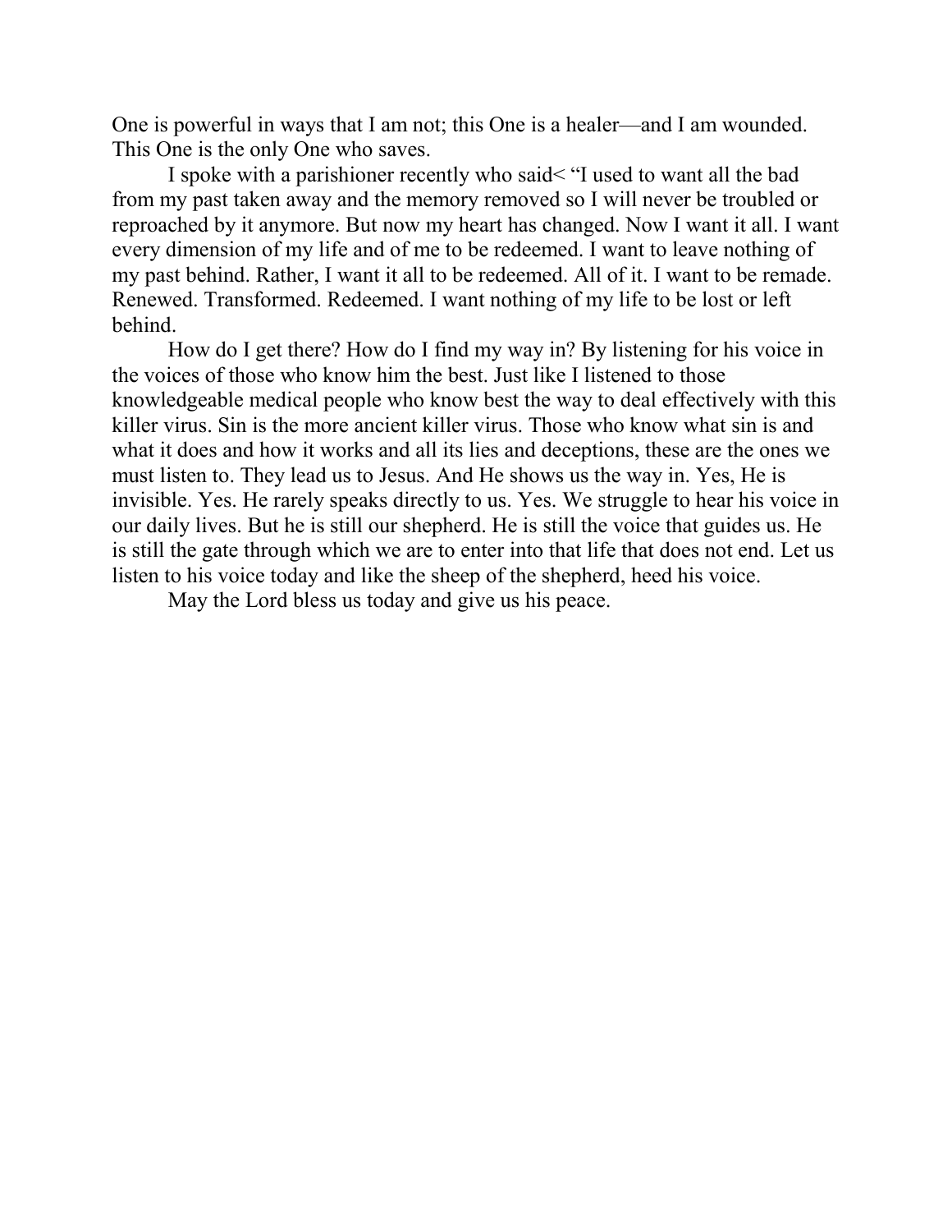One is powerful in ways that I am not; this One is a healer—and I am wounded. This One is the only One who saves.

I spoke with a parishioner recently who said< “I used to want all the bad from my past taken away and the memory removed so I will never be troubled or reproached by it anymore. But now my heart has changed. Now I want it all. I want every dimension of my life and of me to be redeemed. I want to leave nothing of my past behind. Rather, I want it all to be redeemed. All of it. I want to be remade. Renewed. Transformed. Redeemed. I want nothing of my life to be lost or left behind.

How do I get there? How do I find my way in? By listening for his voice in the voices of those who know him the best. Just like I listened to those knowledgeable medical people who know best the way to deal effectively with this killer virus. Sin is the more ancient killer virus. Those who know what sin is and what it does and how it works and all its lies and deceptions, these are the ones we must listen to. They lead us to Jesus. And He shows us the way in. Yes, He is invisible. Yes. He rarely speaks directly to us. Yes. We struggle to hear his voice in our daily lives. But he is still our shepherd. He is still the voice that guides us. He is still the gate through which we are to enter into that life that does not end. Let us listen to his voice today and like the sheep of the shepherd, heed his voice.

May the Lord bless us today and give us his peace.